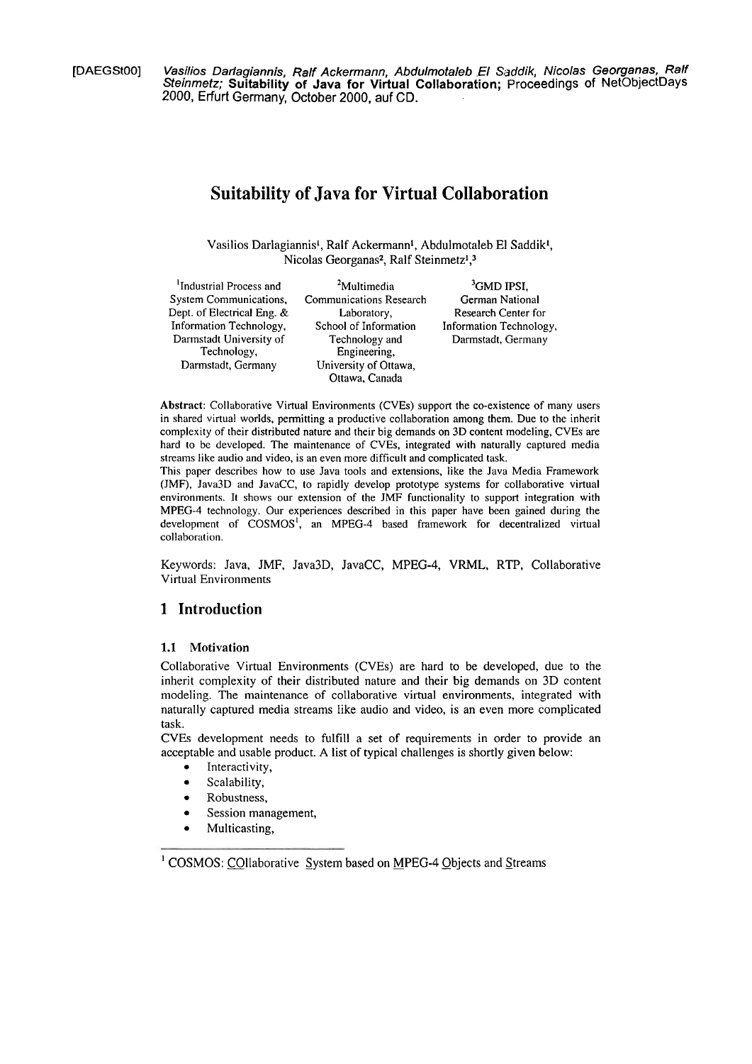[DAEGSt00] *Vasilios Darlagiannis, Ralf Ackermann, Abdulmotaleb El Saddik, Nicolas Georganas, Ralf Steinmetz;* **Suitability of Java for Virtual Collaboration**; Proceedings of NetObjectDays 2000, Erfurt Germany, October 2000, auf CD.

# Suitability of Java for Virtual Collaboration

Vasilios Darlagiannis[1], Ralf Ackermann[1], Abdulmotaleb El Saddik[1], Nicolas Georganas[2], Ralf Steinmetz[1,3]

[1]Industrial Process and System Communications, Dept. of Electrical Eng. & Information Technology, Darmstadt University of Technology, Darmstadt, Germany

[2]Multimedia Communications Research Laboratory, School of Information Technology and Engineering, University of Ottawa, Ottawa, Canada

[3]GMD IPSI, German National Research Center for Information Technology, Darmstadt, Germany

**Abstract**: Collaborative Virtual Environments (CVEs) support the co-existence of many users in shared virtual worlds, permitting a productive collaboration among them. Due to the inherit complexity of their distributed nature and their big demands on 3D content modeling, CVEs are hard to be developed. The maintenance of CVEs, integrated with naturally captured media streams like audio and video, is an even more difficult and complicated task.

This paper describes how to use Java tools and extensions, like the Java Media Framework (JMF), Java3D and JavaCC, to rapidly develop prototype systems for collaborative virtual environments. It shows our extension of the JMF functionality to support integration with MPEG-4 technology. Our experiences described in this paper have been gained during the development of COSMOS[1], an MPEG-4 based framework for decentralized virtual collaboration.

Keywords: Java, JMF, Java3D, JavaCC, MPEG-4, VRML, RTP, Collaborative Virtual Environments

## 1 Introduction

### 1.1 Motivation

Collaborative Virtual Environments (CVEs) are hard to be developed, due to the inherit complexity of their distributed nature and their big demands on 3D content modeling. The maintenance of collaborative virtual environments, integrated with naturally captured media streams like audio and video, is an even more complicated task.

CVEs development needs to fulfill a set of requirements in order to provide an acceptable and usable product. A list of typical challenges is shortly given below:

- Interactivity,
- Scalability,
- Robustness,
- Session management,
- Multicasting,

[1] COSMOS: COllaborative System based on MPEG-4 Objects and Streams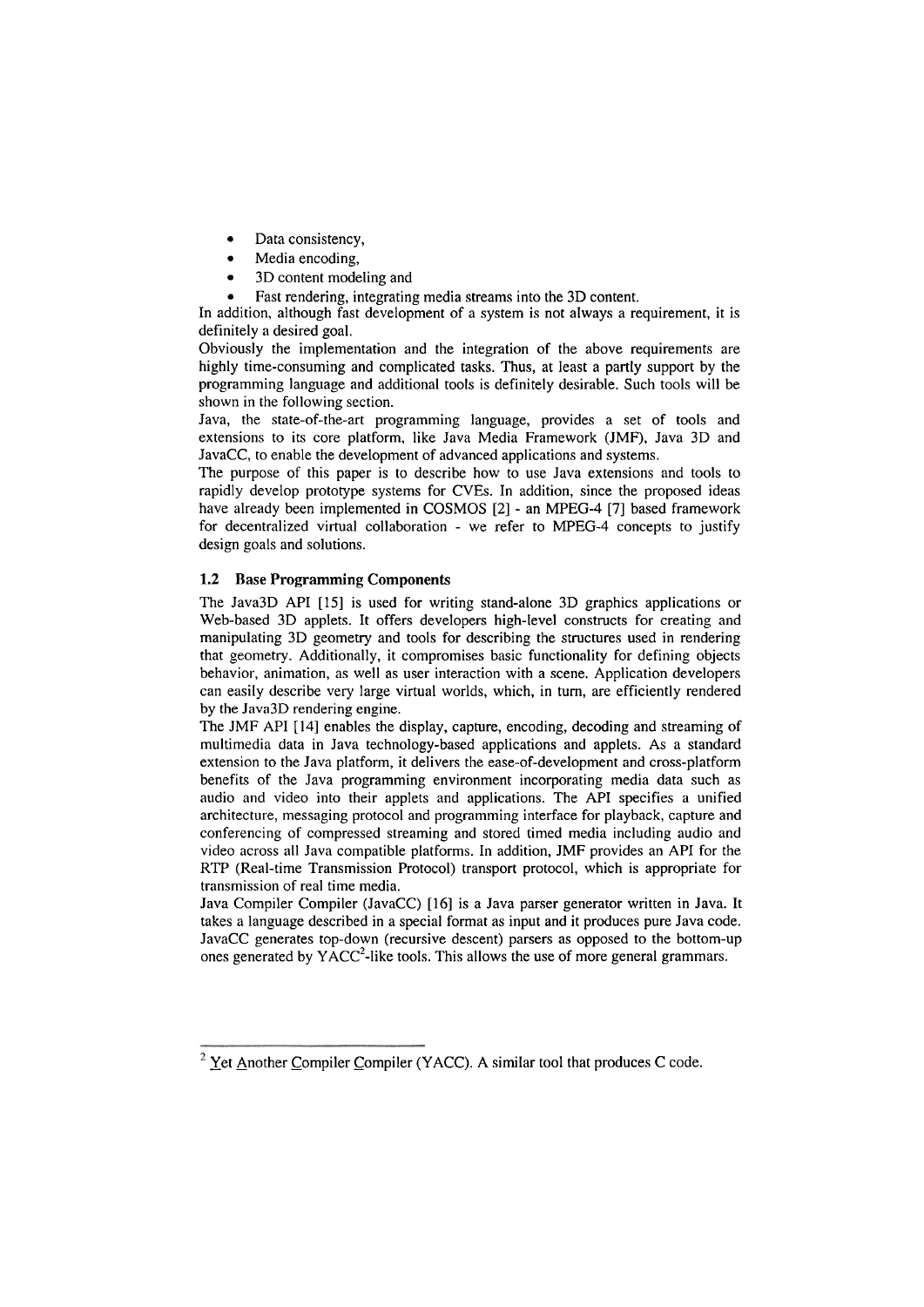- Data consistency,
- Media encoding,
- 3D content modeling and
- Fast rendering, integrating media streams into the 3D content.

In addition, although fast development of a system is not always a requirement, it is definitely a desired goal.

Obviously the implementation and the integration of the above requirements are highly time-consuming and complicated tasks. Thus, at least a partly support by the programming language and additional tools is definitely desirable. Such tools will be shown in the following section.

Java, the state-of-the-art programming language, provides a set of tools and extensions to its core platform, like Java Media Framework (JMF), Java 3D and JavaCC, to enable the development of advanced applications and systems.

The purpose of this paper is to describe how to use Java extensions and tools to rapidly develop prototype systems for CVEs. In addition, since the proposed ideas have already been implemented in COSMOS [2] - an MPEG-4 [7] based framework for decentralized virtual collaboration - we refer to MPEG-4 concepts to justify design goals and solutions.

### 1.2 Base Programming Components

The Java3D API [15] is used for writing stand-alone 3D graphics applications or Web-based 3D applets. It offers developers high-level constructs for creating and manipulating 3D geometry and tools for describing the structures used in rendering that geometry. Additionally, it compromises basic functionality for defining objects behavior, animation, as well as user interaction with a scene. Application developers can easily describe very large virtual worlds, which, in turn, are efficiently rendered by the Java3D rendering engine.

The JMF API [14] enables the display, capture, encoding, decoding and streaming of multimedia data in Java technology-based applications and applets. As a standard extension to the Java platform, it delivers the ease-of-development and cross-platform benefits of the Java programming environment incorporating media data such as audio and video into their applets and applications. The API specifies a unified architecture, messaging protocol and programming interface for playback, capture and conferencing of compressed streaming and stored timed media including audio and video across all Java compatible platforms. In addition, JMF provides an API for the RTP (Real-time Transmission Protocol) transport protocol, which is appropriate for transmission of real time media.

Java Compiler Compiler (JavaCC) [16] is a Java parser generator written in Java. It takes a language described in a special format as input and it produces pure Java code. JavaCC generates top-down (recursive descent) parsers as opposed to the bottom-up ones generated by YACC[2]-like tools. This allows the use of more general grammars.

---

[2] Yet Another Compiler Compiler (YACC). A similar tool that produces C code.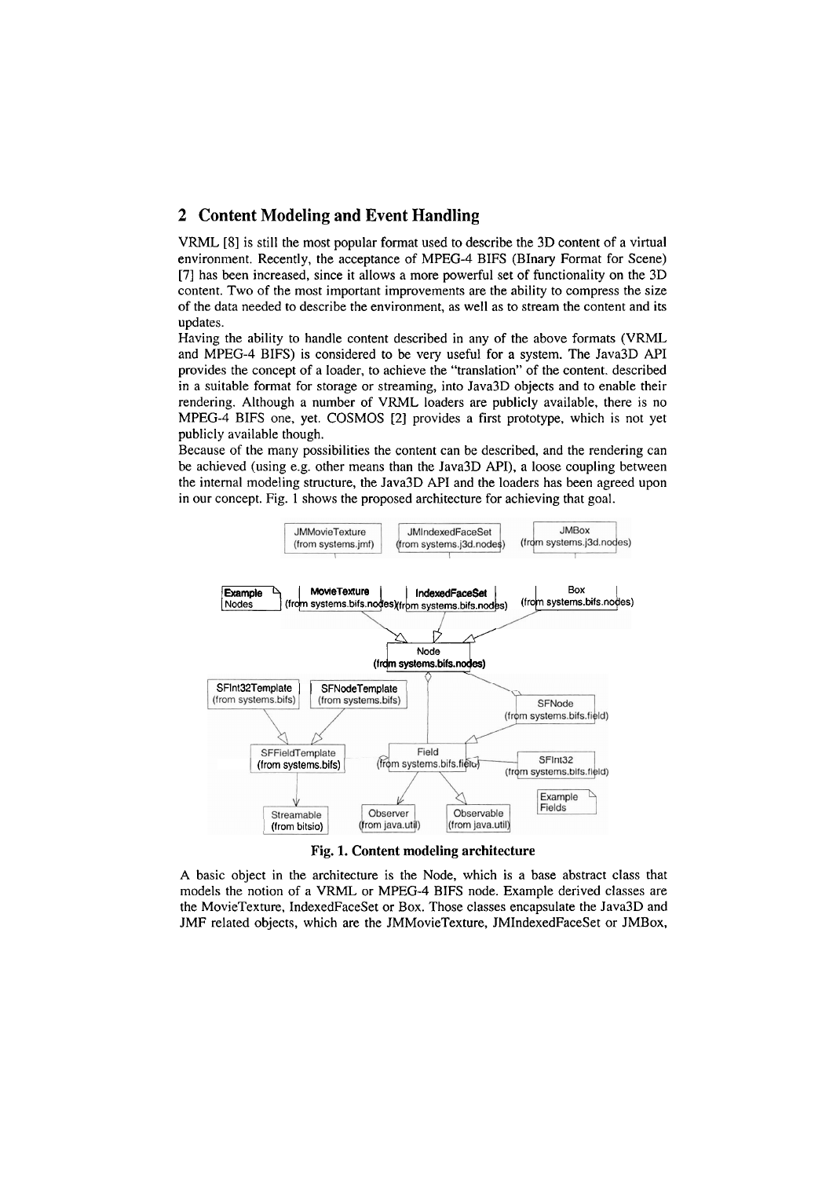## 2 Content Modeling and Event Handling

VRML [8] is still the most popular format used to describe the 3D content of a virtual environment. Recently, the acceptance of MPEG-4 BIFS (BInary Format for Scene) [7] has been increased, since it allows a more powerful set of functionality on the 3D content. Two of the most important improvements are the ability to compress the size of the data needed to describe the environment, as well as to stream the content and its updates.

Having the ability to handle content described in any of the above formats (VRML and MPEG-4 BIFS) is considered to be very useful for a system. The Java3D API provides the concept of a loader, to achieve the "translation" of the content. described in a suitable format for storage or streaming, into Java3D objects and to enable their rendering. Although a number of VRML loaders are publicly available, there is no MPEG-4 BIFS one, yet. COSMOS [2] provides a first prototype, which is not yet publicly available though.

Because of the many possibilities the content can be described, and the rendering can be achieved (using e.g. other means than the Java3D API), a loose coupling between the internal modeling structure, the Java3D API and the loaders has been agreed upon in our concept. Fig. 1 shows the proposed architecture for achieving that goal.

**Fig. 1. Content modeling architecture**

A basic object in the architecture is the Node, which is a base abstract class that models the notion of a VRML or MPEG-4 BIFS node. Example derived classes are the MovieTexture, IndexedFaceSet or Box. Those classes encapsulate the Java3D and JMF related objects, which are the JMMovieTexture, JMIndexedFaceSet or JMBox,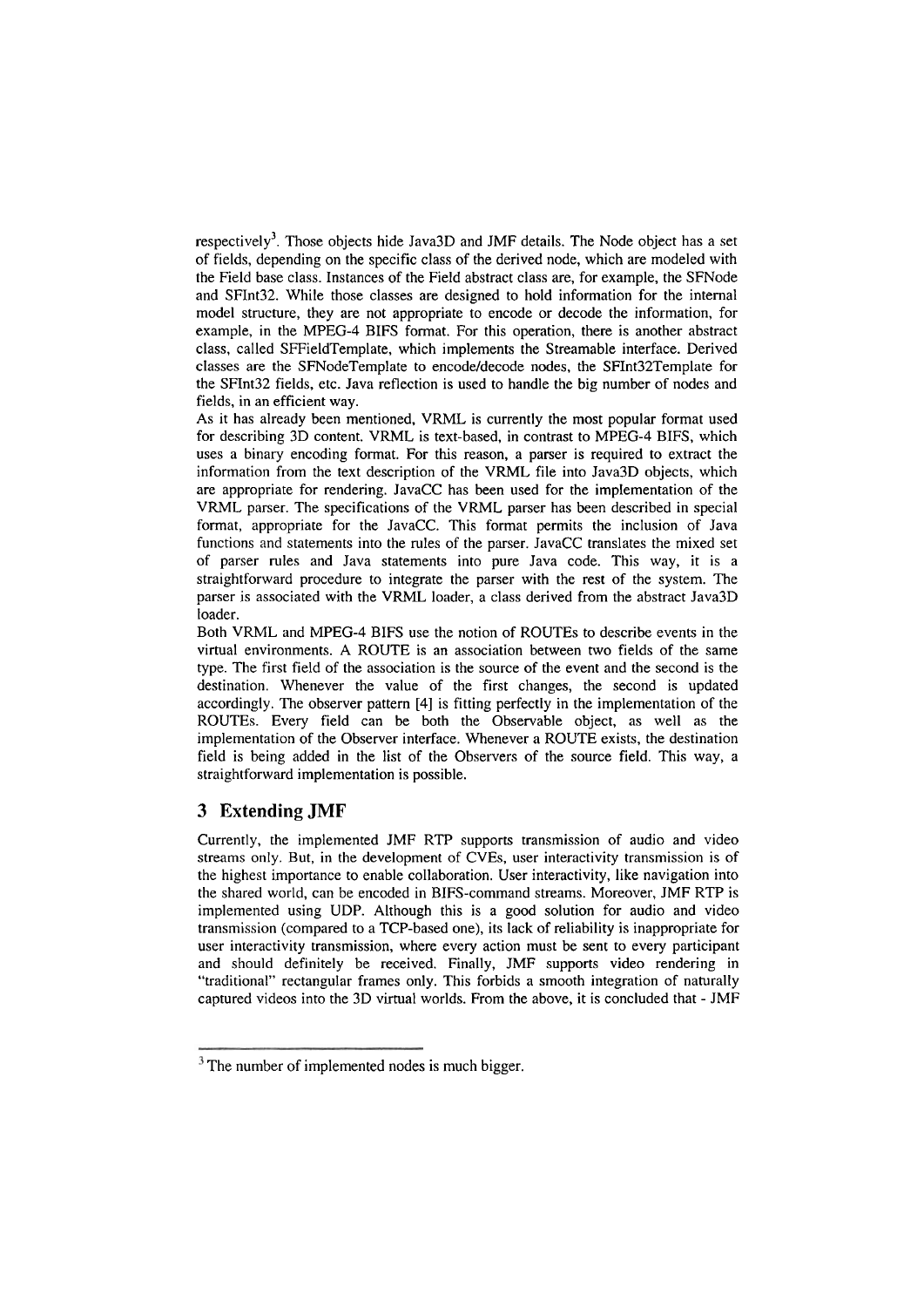respectively[3]. Those objects hide Java3D and JMF details. The Node object has a set of fields, depending on the specific class of the derived node, which are modeled with the Field base class. Instances of the Field abstract class are, for example, the SFNode and SFInt32. While those classes are designed to hold information for the internal model structure, they are not appropriate to encode or decode the information, for example, in the MPEG-4 BIFS format. For this operation, there is another abstract class, called SFFieldTemplate, which implements the Streamable interface. Derived classes are the SFNodeTemplate to encode/decode nodes, the SFInt32Template for the SFInt32 fields, etc. Java reflection is used to handle the big number of nodes and fields, in an efficient way.

As it has already been mentioned, VRML is currently the most popular format used for describing 3D content. VRML is text-based, in contrast to MPEG-4 BIFS, which uses a binary encoding format. For this reason, a parser is required to extract the information from the text description of the VRML file into Java3D objects, which are appropriate for rendering. JavaCC has been used for the implementation of the VRML parser. The specifications of the VRML parser has been described in special format, appropriate for the JavaCC. This format permits the inclusion of Java functions and statements into the rules of the parser. JavaCC translates the mixed set of parser rules and Java statements into pure Java code. This way, it is a straightforward procedure to integrate the parser with the rest of the system. The parser is associated with the VRML loader, a class derived from the abstract Java3D loader.

Both VRML and MPEG-4 BIFS use the notion of ROUTEs to describe events in the virtual environments. A ROUTE is an association between two fields of the same type. The first field of the association is the source of the event and the second is the destination. Whenever the value of the first changes, the second is updated accordingly. The observer pattern [4] is fitting perfectly in the implementation of the ROUTEs. Every field can be both the Observable object, as well as the implementation of the Observer interface. Whenever a ROUTE exists, the destination field is being added in the list of the Observers of the source field. This way, a straightforward implementation is possible.

## 3 Extending JMF

Currently, the implemented JMF RTP supports transmission of audio and video streams only. But, in the development of CVEs, user interactivity transmission is of the highest importance to enable collaboration. User interactivity, like navigation into the shared world, can be encoded in BIFS-command streams. Moreover, JMF RTP is implemented using UDP. Although this is a good solution for audio and video transmission (compared to a TCP-based one), its lack of reliability is inappropriate for user interactivity transmission, where every action must be sent to every participant and should definitely be received. Finally, JMF supports video rendering in "traditional" rectangular frames only. This forbids a smooth integration of naturally captured videos into the 3D virtual worlds. From the above, it is concluded that - JMF

---

[3] The number of implemented nodes is much bigger.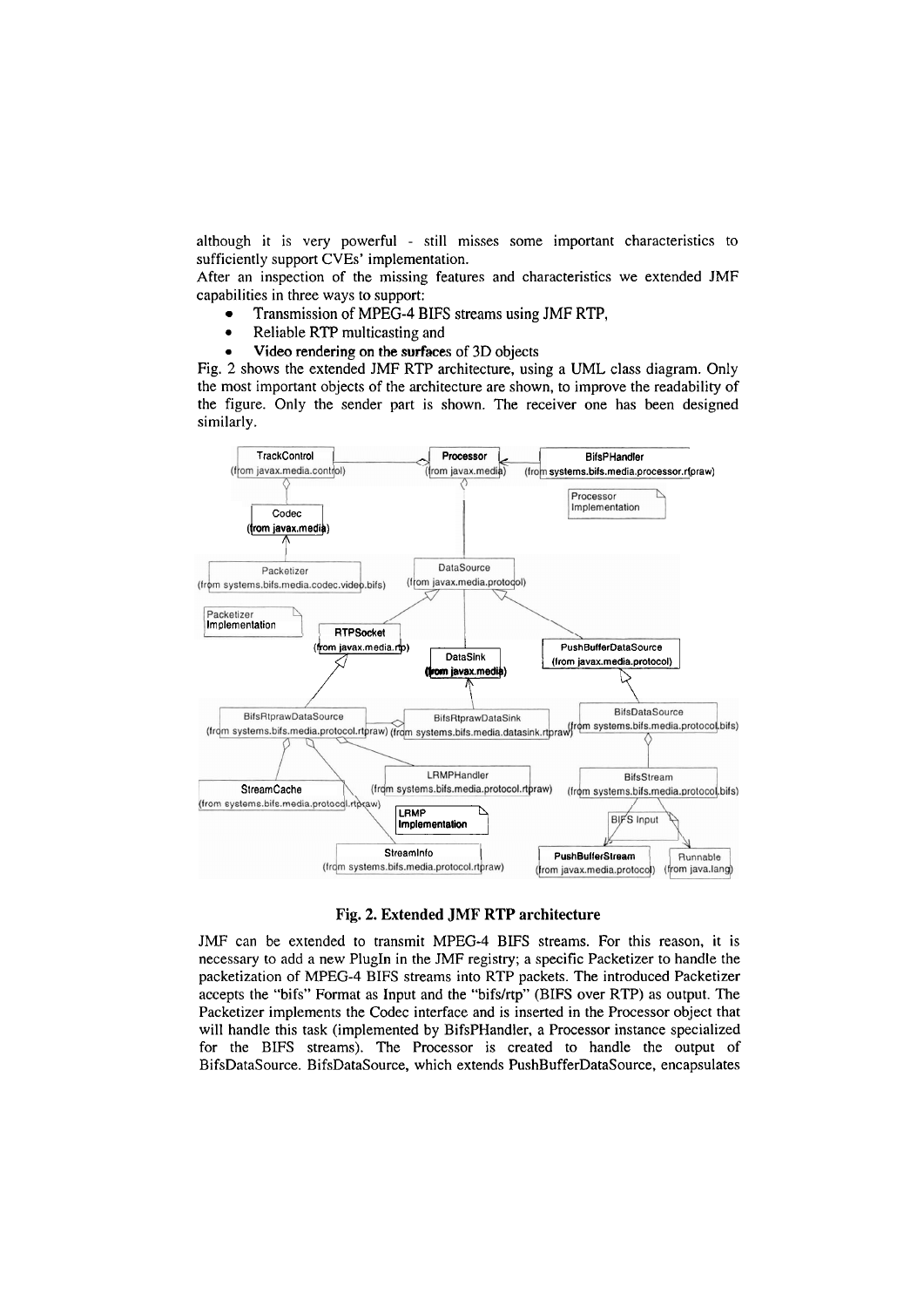although it is very powerful - still misses some important characteristics to sufficiently support CVEs' implementation.

After an inspection of the missing features and characteristics we extended JMF capabilities in three ways to support:

- Transmission of MPEG-4 BIFS streams using JMF RTP,
- Reliable RTP multicasting and
- Video rendering on the surfaces of 3D objects

Fig. 2 shows the extended JMF RTP architecture, using a UML class diagram. Only the most important objects of the architecture are shown, to improve the readability of the figure. Only the sender part is shown. The receiver one has been designed similarly.

**Fig. 2. Extended JMF RTP architecture**

JMF can be extended to transmit MPEG-4 BIFS streams. For this reason, it is necessary to add a new PlugIn in the JMF registry; a specific Packetizer to handle the packetization of MPEG-4 BIFS streams into RTP packets. The introduced Packetizer accepts the "bifs" Format as Input and the "bifs/rtp" (BIFS over RTP) as output. The Packetizer implements the Codec interface and is inserted in the Processor object that will handle this task (implemented by BifsPHandler, a Processor instance specialized for the BIFS streams). The Processor is created to handle the output of BifsDataSource. BifsDataSource, which extends PushBufferDataSource, encapsulates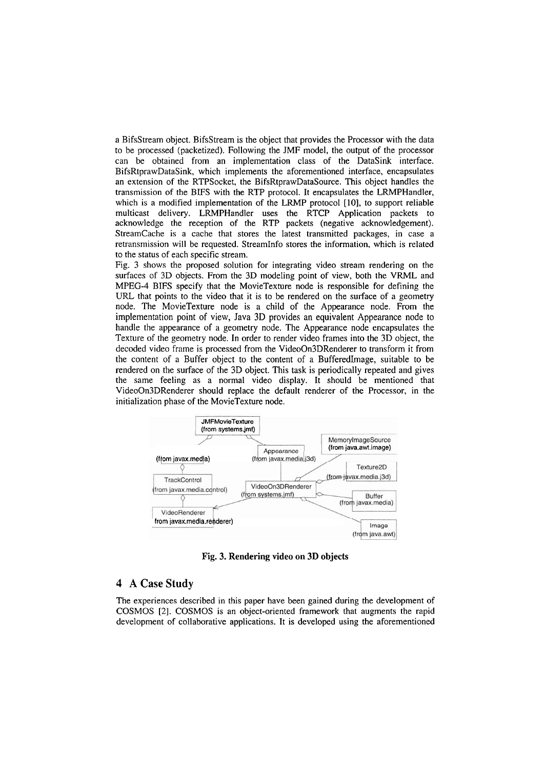a BifsStream object. BifsStream is the object that provides the Processor with the data to be processed (packetized). Following the JMF model, the output of the processor can be obtained from an implementation class of the DataSink interface. BifsRtprawDataSink, which implements the aforementioned interface, encapsulates an extension of the RTPSocket, the BifsRtprawDataSource. This object handles the transmission of the BIFS with the RTP protocol. It encapsulates the LRMPHandler, which is a modified implementation of the LRMP protocol [10], to support reliable multicast delivery. LRMPHandler uses the RTCP Application packets to acknowledge the reception of the RTP packets (negative acknowledgement). StreamCache is a cache that stores the latest transmitted packages, in case a retransmission will be requested. StreamInfo stores the information, which is related to the status of each specific stream.

Fig. 3 shows the proposed solution for integrating video stream rendering on the surfaces of 3D objects. From the 3D modeling point of view, both the VRML and MPEG-4 BIFS specify that the MovieTexture node is responsible for defining the URL that points to the video that it is to be rendered on the surface of a geometry node. The MovieTexture node is a child of the Appearance node. From the implementation point of view, Java 3D provides an equivalent Appearance node to handle the appearance of a geometry node. The Appearance node encapsulates the Texture of the geometry node. In order to render video frames into the 3D object, the decoded video frame is processed from the VideoOn3DRenderer to transform it from the content of a Buffer object to the content of a BufferedImage, suitable to be rendered on the surface of the 3D object. This task is periodically repeated and gives the same feeling as a normal video display. It should be mentioned that VideoOn3DRenderer should replace the default renderer of the Processor, in the initialization phase of the MovieTexture node.

**Fig. 3. Rendering video on 3D objects**

## 4 A Case Study

The experiences described in this paper have been gained during the development of COSMOS [2]. COSMOS is an object-oriented framework that augments the rapid development of collaborative applications. It is developed using the aforementioned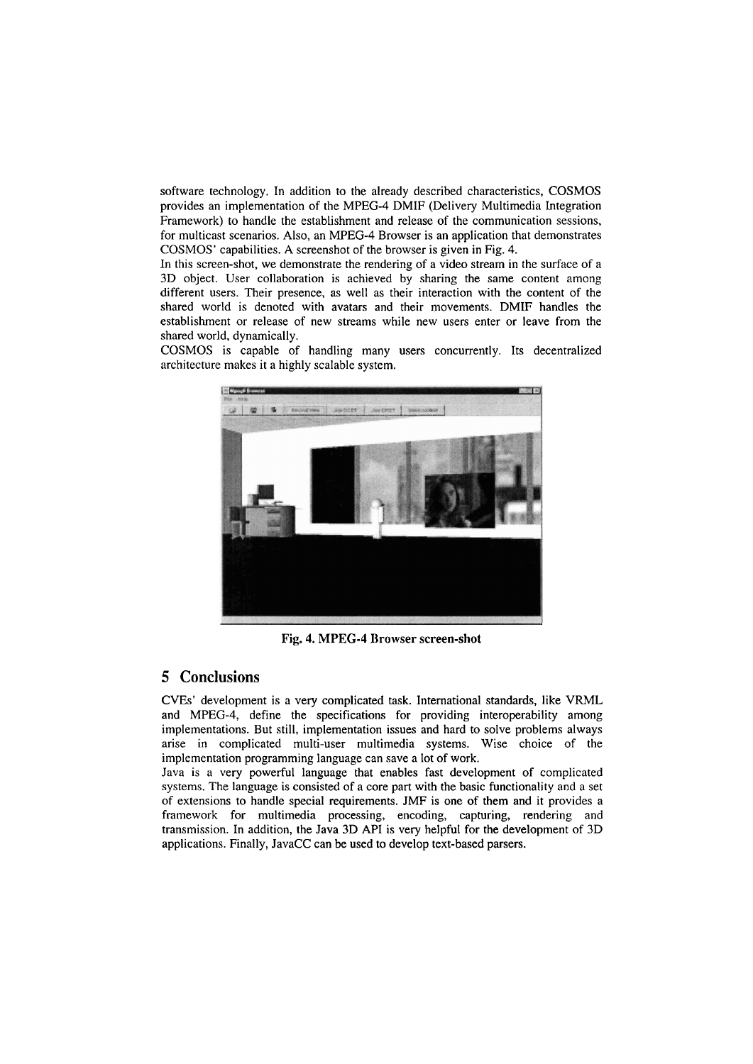software technology. In addition to the already described characteristics, COSMOS provides an implementation of the MPEG-4 DMIF (Delivery Multimedia Integration Framework) to handle the establishment and release of the communication sessions, for multicast scenarios. Also, an MPEG-4 Browser is an application that demonstrates COSMOS' capabilities. A screenshot of the browser is given in Fig. 4.

In this screen-shot, we demonstrate the rendering of a video stream in the surface of a 3D object. User collaboration is achieved by sharing the same content among different users. Their presence, as well as their interaction with the content of the shared world is denoted with avatars and their movements. DMIF handles the establishment or release of new streams while new users enter or leave from the shared world, dynamically.

COSMOS is capable of handling many users concurrently. Its decentralized architecture makes it a highly scalable system.

**Fig. 4. MPEG-4 Browser screen-shot**

## 5 Conclusions

CVEs' development is a very complicated task. International standards, like VRML and MPEG-4, define the specifications for providing interoperability among implementations. But still, implementation issues and hard to solve problems always arise in complicated multi-user multimedia systems. Wise choice of the implementation programming language can save a lot of work.

Java is a very powerful language that enables fast development of complicated systems. The language is consisted of a core part with the basic functionality and a set of extensions to handle special requirements. JMF is one of them and it provides a framework for multimedia processing, encoding, capturing, rendering and transmission. In addition, the Java 3D API is very helpful for the development of 3D applications. Finally, JavaCC can be used to develop text-based parsers.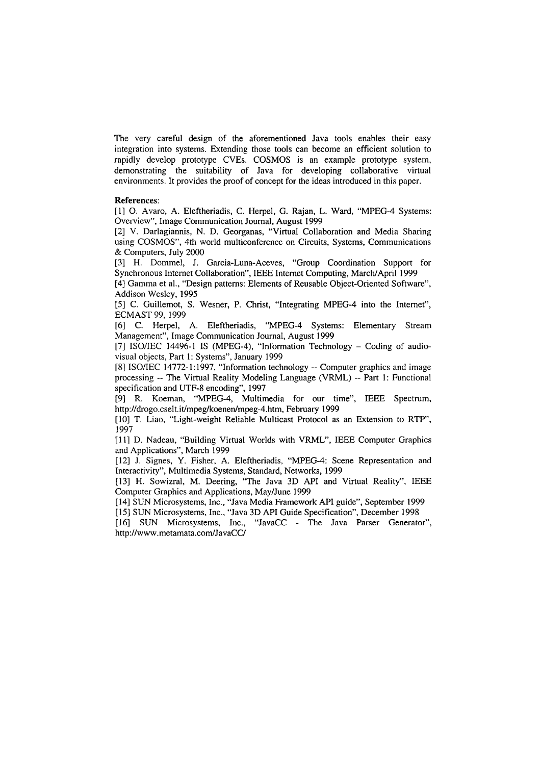The very careful design of the aforementioned Java tools enables their easy integration into systems. Extending those tools can become an efficient solution to rapidly develop prototype CVEs. COSMOS is an example prototype system, demonstrating the suitability of Java for developing collaborative virtual environments. It provides the proof of concept for the ideas introduced in this paper.

**References**:

[1] O. Avaro, A. Eleftheriadis, C. Herpel, G. Rajan, L. Ward, "MPEG-4 Systems: Overview", Image Communication Journal, August 1999

[2] V. Darlagiannis, N. D. Georganas, "Virtual Collaboration and Media Sharing using COSMOS", 4th world multiconference on Circuits, Systems, Communications & Computers, July 2000

[3] H. Dommel, J. Garcia-Luna-Aceves, "Group Coordination Support for Synchronous Internet Collaboration", IEEE Internet Computing, March/April 1999

[4] Gamma et al., "Design patterns: Elements of Reusable Object-Oriented Software", Addison Wesley, 1995

[5] C. Guillemot, S. Wesner, P. Christ, "Integrating MPEG-4 into the Internet", ECMAST 99, 1999

[6] C. Herpel, A. Eleftheriadis, "MPEG-4 Systems: Elementary Stream Management", Image Communication Journal, August 1999

[7] ISO/IEC 14496-1 IS (MPEG-4), "Information Technology – Coding of audio-visual objects, Part 1: Systems", January 1999

[8] ISO/IEC 14772-1:1997, "Information technology -- Computer graphics and image processing -- The Virtual Reality Modeling Language (VRML) -- Part 1: Functional specification and UTF-8 encoding", 1997

[9] R. Koeman, "MPEG-4, Multimedia for our time", IEEE Spectrum, http://drogo.cselt.it/mpeg/koenen/mpeg-4.htm, February 1999

[10] T. Liao, "Light-weight Reliable Multicast Protocol as an Extension to RTP", 1997

[11] D. Nadeau, "Building Virtual Worlds with VRML", IEEE Computer Graphics and Applications", March 1999

[12] J. Signes, Y. Fisher, A. Eleftheriadis, "MPEG-4: Scene Representation and Interactivity", Multimedia Systems, Standard, Networks, 1999

[13] H. Sowizral, M. Deering, "The Java 3D API and Virtual Reality", IEEE Computer Graphics and Applications, May/June 1999

[14] SUN Microsystems, Inc., "Java Media Framework API guide", September 1999

[15] SUN Microsystems, Inc., "Java 3D API Guide Specification", December 1998

[16] SUN Microsystems, Inc., "JavaCC - The Java Parser Generator", http://www.metamata.com/JavaCC/